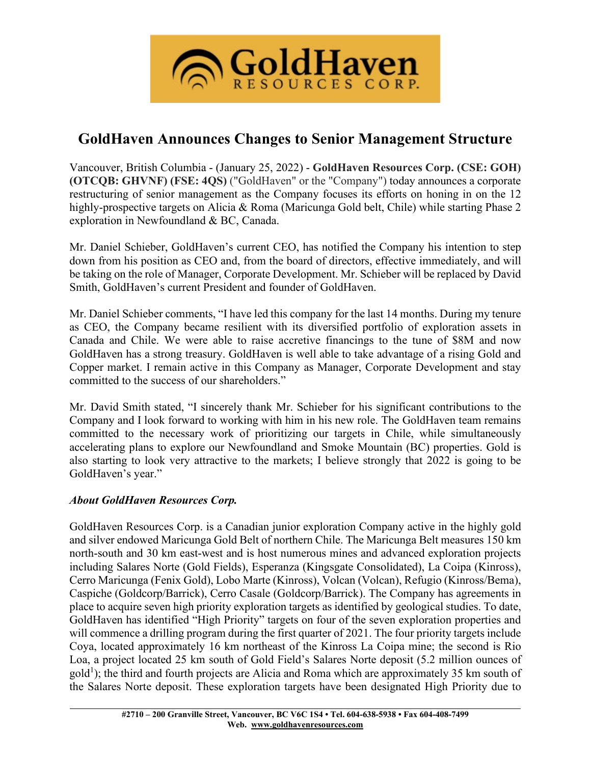# GoldHaven Announces Changes to Senior Management Structure

Vancouver, British Columbia - (January 25, 2022) - **GoldHaven Resources Corp. (CSE: GOH) (OTCQB: GHVNF) (FSE: 4QS)** ("GoldHaven" or the "Company") today announces a corporate restructuring of senior management as the Company focuses its efforts on honing in on the 12 highly-prospective targets on Alicia & Roma (Maricunga Gold belt, Chile) while starting Phase 2 exploration in Newfoundland & BC, Canada.

Mr. Daniel Schieber, GoldHaven's current CEO, has notified the Company his intention to step down from his position as CEO and, from the board of directors, effective immediately, and will be taking on the role of Manager, Corporate Development. Mr. Schieber will be replaced by David Smith, GoldHaven's current President and founder of GoldHaven.

Mr. Daniel Schieber comments, "I have led this company for the last 14 months. During my tenure as CEO, the Company became resilient with its diversified portfolio of exploration assets in Canada and Chile. We were able to raise accretive financings to the tune of $8M and now GoldHaven has a strong treasury. GoldHaven is well able to take advantage of a rising Gold and Copper market. I remain active in this Company as Manager, Corporate Development and stay committed to the success of our shareholders."

Mr. David Smith stated, "I sincerely thank Mr. Schieber for his significant contributions to the Company and I look forward to working with him in his new role. The GoldHaven team remains committed to the necessary work of prioritizing our targets in Chile, while simultaneously accelerating plans to explore our Newfoundland and Smoke Mountain (BC) properties. Gold is also starting to look very attractive to the markets; I believe strongly that 2022 is going to be GoldHaven's year."

***About GoldHaven Resources Corp.***

GoldHaven Resources Corp. is a Canadian junior exploration Company active in the highly gold and silver endowed Maricunga Gold Belt of northern Chile. The Maricunga Belt measures 150 km north-south and 30 km east-west and is host numerous mines and advanced exploration projects including Salares Norte (Gold Fields), Esperanza (Kingsgate Consolidated), La Coipa (Kinross), Cerro Maricunga (Fenix Gold), Lobo Marte (Kinross), Volcan (Volcan), Refugio (Kinross/Bema), Caspiche (Goldcorp/Barrick), Cerro Casale (Goldcorp/Barrick). The Company has agreements in place to acquire seven high priority exploration targets as identified by geological studies. To date, GoldHaven has identified "High Priority" targets on four of the seven exploration properties and will commence a drilling program during the first quarter of 2021. The four priority targets include Coya, located approximately 16 km northeast of the Kinross La Coipa mine; the second is Rio Loa, a project located 25 km south of Gold Field's Salares Norte deposit (5.2 million ounces of gold[1]); the third and fourth projects are Alicia and Roma which are approximately 35 km south of the Salares Norte deposit. These exploration targets have been designated High Priority due to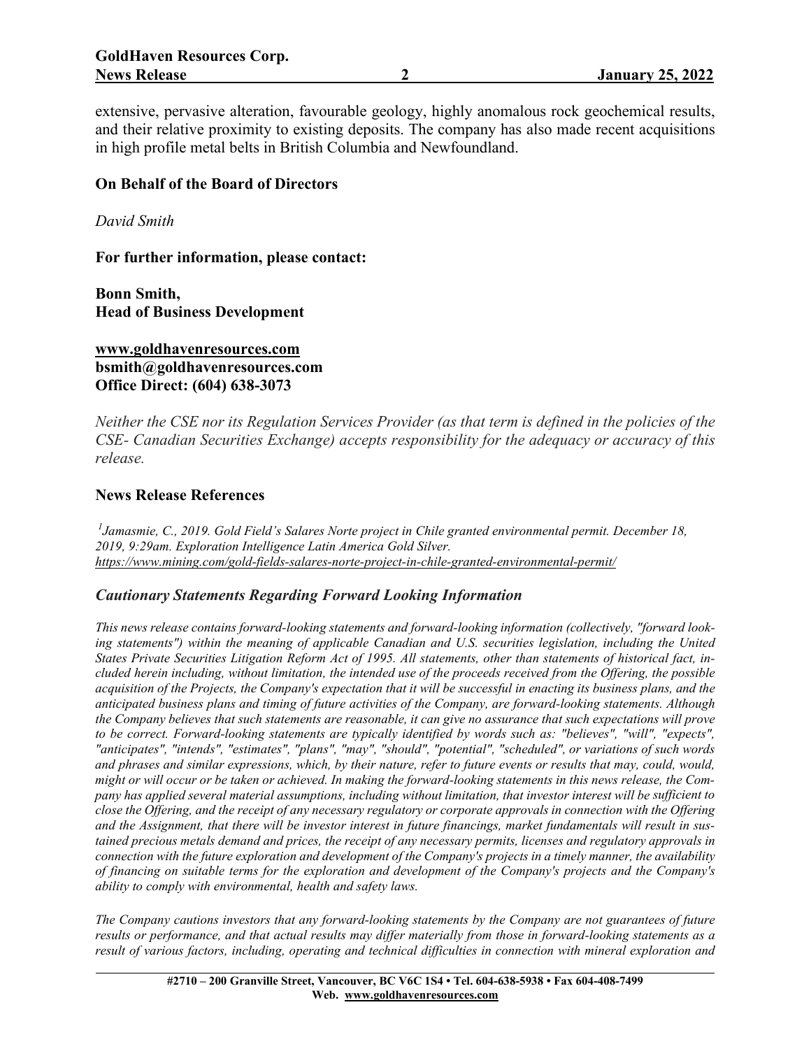extensive, pervasive alteration, favourable geology, highly anomalous rock geochemical results, and their relative proximity to existing deposits. The company has also made recent acquisitions in high profile metal belts in British Columbia and Newfoundland.

**On Behalf of the Board of Directors**

*David Smith*

**For further information, please contact:**

**Bonn Smith,**
**Head of Business Development**

**www.goldhavenresources.com**
**bsmith@goldhavenresources.com**
**Office Direct: (604) 638-3073**

*Neither the CSE nor its Regulation Services Provider (as that term is defined in the policies of the CSE- Canadian Securities Exchange) accepts responsibility for the adequacy or accuracy of this release.*

## News Release References

*[1]Jamasmie, C., 2019. Gold Field's Salares Norte project in Chile granted environmental permit. December 18, 2019, 9:29am. Exploration Intelligence Latin America Gold Silver. https://www.mining.com/gold-fields-salares-norte-project-in-chile-granted-environmental-permit/*

## *Cautionary Statements Regarding Forward Looking Information*

*This news release contains forward-looking statements and forward-looking information (collectively, "forward looking statements") within the meaning of applicable Canadian and U.S. securities legislation, including the United States Private Securities Litigation Reform Act of 1995. All statements, other than statements of historical fact, included herein including, without limitation, the intended use of the proceeds received from the Offering, the possible acquisition of the Projects, the Company's expectation that it will be successful in enacting its business plans, and the anticipated business plans and timing of future activities of the Company, are forward-looking statements. Although the Company believes that such statements are reasonable, it can give no assurance that such expectations will prove to be correct. Forward-looking statements are typically identified by words such as: "believes", "will", "expects", "anticipates", "intends", "estimates", "plans", "may", "should", "potential", "scheduled", or variations of such words and phrases and similar expressions, which, by their nature, refer to future events or results that may, could, would, might or will occur or be taken or achieved. In making the forward-looking statements in this news release, the Company has applied several material assumptions, including without limitation, that investor interest will be sufficient to close the Offering, and the receipt of any necessary regulatory or corporate approvals in connection with the Offering and the Assignment, that there will be investor interest in future financings, market fundamentals will result in sustained precious metals demand and prices, the receipt of any necessary permits, licenses and regulatory approvals in connection with the future exploration and development of the Company's projects in a timely manner, the availability of financing on suitable terms for the exploration and development of the Company's projects and the Company's ability to comply with environmental, health and safety laws.*

*The Company cautions investors that any forward-looking statements by the Company are not guarantees of future results or performance, and that actual results may differ materially from those in forward-looking statements as a result of various factors, including, operating and technical difficulties in connection with mineral exploration and*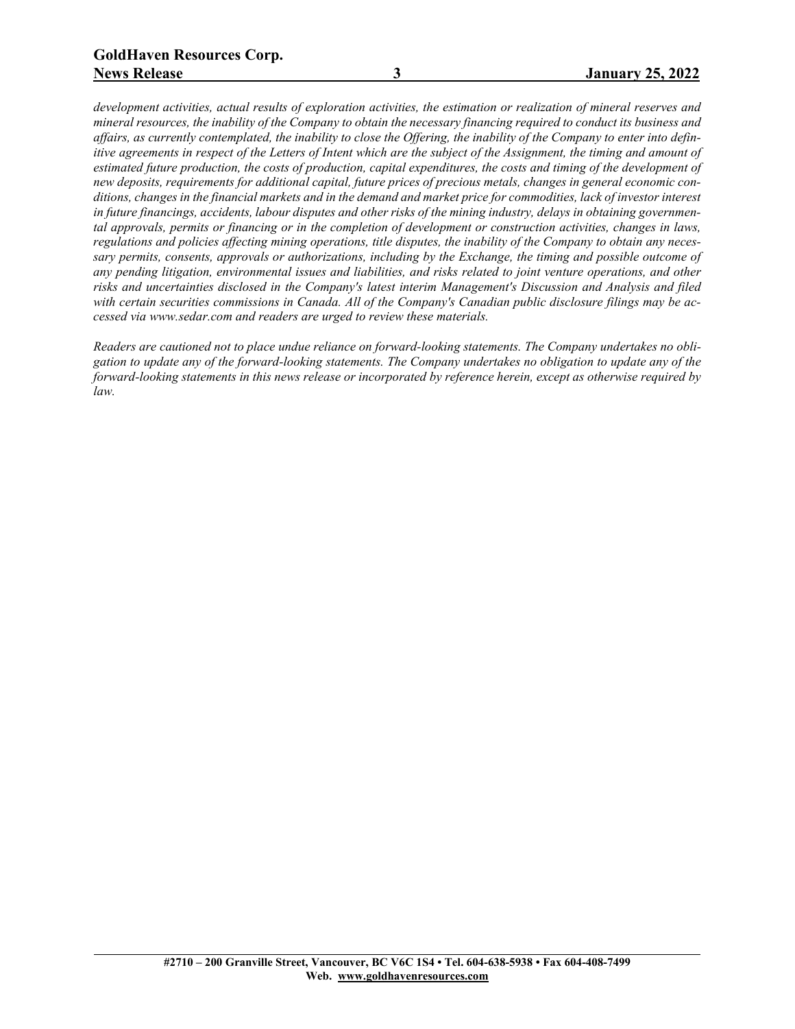*development activities, actual results of exploration activities, the estimation or realization of mineral reserves and mineral resources, the inability of the Company to obtain the necessary financing required to conduct its business and affairs, as currently contemplated, the inability to close the Offering, the inability of the Company to enter into definitive agreements in respect of the Letters of Intent which are the subject of the Assignment, the timing and amount of estimated future production, the costs of production, capital expenditures, the costs and timing of the development of new deposits, requirements for additional capital, future prices of precious metals, changes in general economic conditions, changes in the financial markets and in the demand and market price for commodities, lack of investor interest in future financings, accidents, labour disputes and other risks of the mining industry, delays in obtaining governmental approvals, permits or financing or in the completion of development or construction activities, changes in laws, regulations and policies affecting mining operations, title disputes, the inability of the Company to obtain any necessary permits, consents, approvals or authorizations, including by the Exchange, the timing and possible outcome of any pending litigation, environmental issues and liabilities, and risks related to joint venture operations, and other risks and uncertainties disclosed in the Company's latest interim Management's Discussion and Analysis and filed with certain securities commissions in Canada. All of the Company's Canadian public disclosure filings may be accessed via www.sedar.com and readers are urged to review these materials.*

*Readers are cautioned not to place undue reliance on forward-looking statements. The Company undertakes no obligation to update any of the forward-looking statements. The Company undertakes no obligation to update any of the forward-looking statements in this news release or incorporated by reference herein, except as otherwise required by law.*